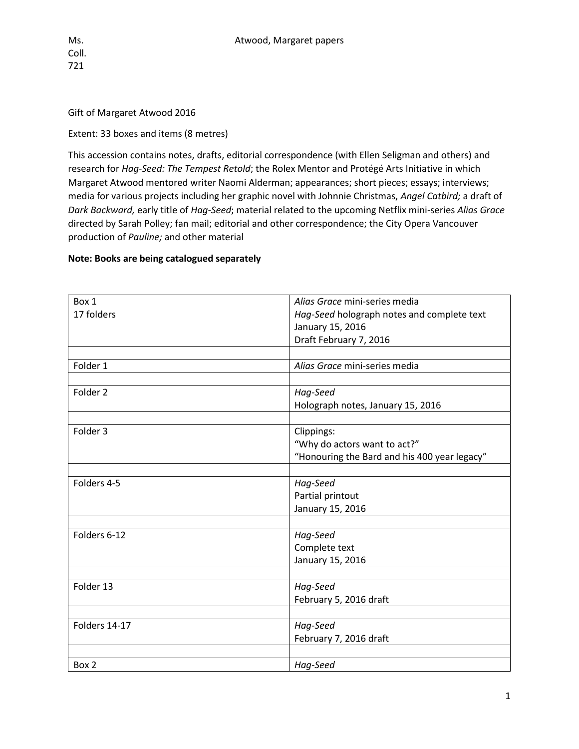Ms. Coll. 721 — Atwood, Margaret papers

Gift of Margaret Atwood 2016

Extent: 33 boxes and items (8 metres)

This accession contains notes, drafts, editorial correspondence (with Ellen Seligman and others) and research for *Hag-Seed: The Tempest Retold*; the Rolex Mentor and Protégé Arts Initiative in which Margaret Atwood mentored writer Naomi Alderman; appearances; short pieces; essays; interviews; media for various projects including her graphic novel with Johnnie Christmas, *Angel Catbird;* a draft of *Dark Backward,* early title of *Hag-Seed*; material related to the upcoming Netflix mini-series *Alias Grace* directed by Sarah Polley; fan mail; editorial and other correspondence; the City Opera Vancouver production of *Pauline;* and other material

**Note: Books are being catalogued separately**

| | |
|---|---|
| Box 1<br>17 folders | *Alias Grace* mini-series media<br>*Hag-Seed* holograph notes and complete text<br>January 15, 2016<br>Draft February 7, 2016 |
| | |
| Folder 1 | *Alias Grace* mini-series media |
| | |
| Folder 2 | *Hag-Seed*<br>Holograph notes, January 15, 2016 |
| | |
| Folder 3 | Clippings:<br>"Why do actors want to act?"<br>"Honouring the Bard and his 400 year legacy" |
| | |
| Folders 4-5 | *Hag-Seed*<br>Partial printout<br>January 15, 2016 |
| | |
| Folders 6-12 | *Hag-Seed*<br>Complete text<br>January 15, 2016 |
| | |
| Folder 13 | *Hag-Seed*<br>February 5, 2016 draft |
| | |
| Folders 14-17 | *Hag-Seed*<br>February 7, 2016 draft |
| | |
| Box 2 | *Hag-Seed* |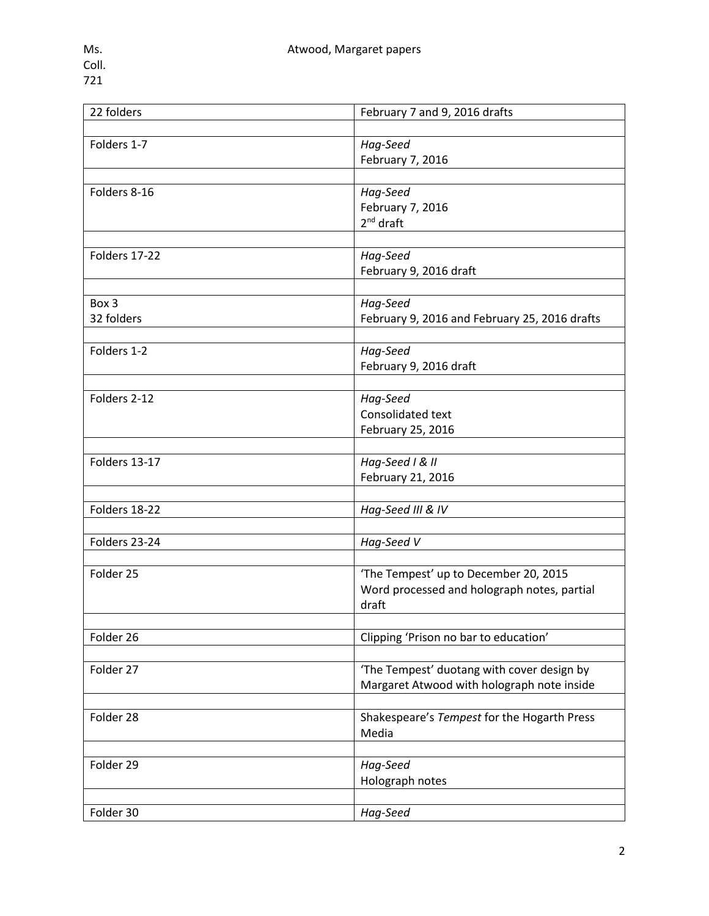| 22 folders | February 7 and 9, 2016 drafts |
| --- | --- |
| Folders 1-7 | *Hag-Seed*<br>February 7, 2016 |
| Folders 8-16 | *Hag-Seed*<br>February 7, 2016<br>2nd draft |
| Folders 17-22 | *Hag-Seed*<br>February 9, 2016 draft |
| Box 3<br>32 folders | *Hag-Seed*<br>February 9, 2016 and February 25, 2016 drafts |
| Folders 1-2 | *Hag-Seed*<br>February 9, 2016 draft |
| Folders 2-12 | *Hag-Seed*<br>Consolidated text<br>February 25, 2016 |
| Folders 13-17 | *Hag-Seed I & II*<br>February 21, 2016 |
| Folders 18-22 | *Hag-Seed III & IV* |
| Folders 23-24 | *Hag-Seed V* |
| Folder 25 | 'The Tempest' up to December 20, 2015<br>Word processed and holograph notes, partial draft |
| Folder 26 | Clipping 'Prison no bar to education' |
| Folder 27 | 'The Tempest' duotang with cover design by Margaret Atwood with holograph note inside |
| Folder 28 | Shakespeare's *Tempest* for the Hogarth Press<br>Media |
| Folder 29 | *Hag-Seed*<br>Holograph notes |
| Folder 30 | *Hag-Seed* |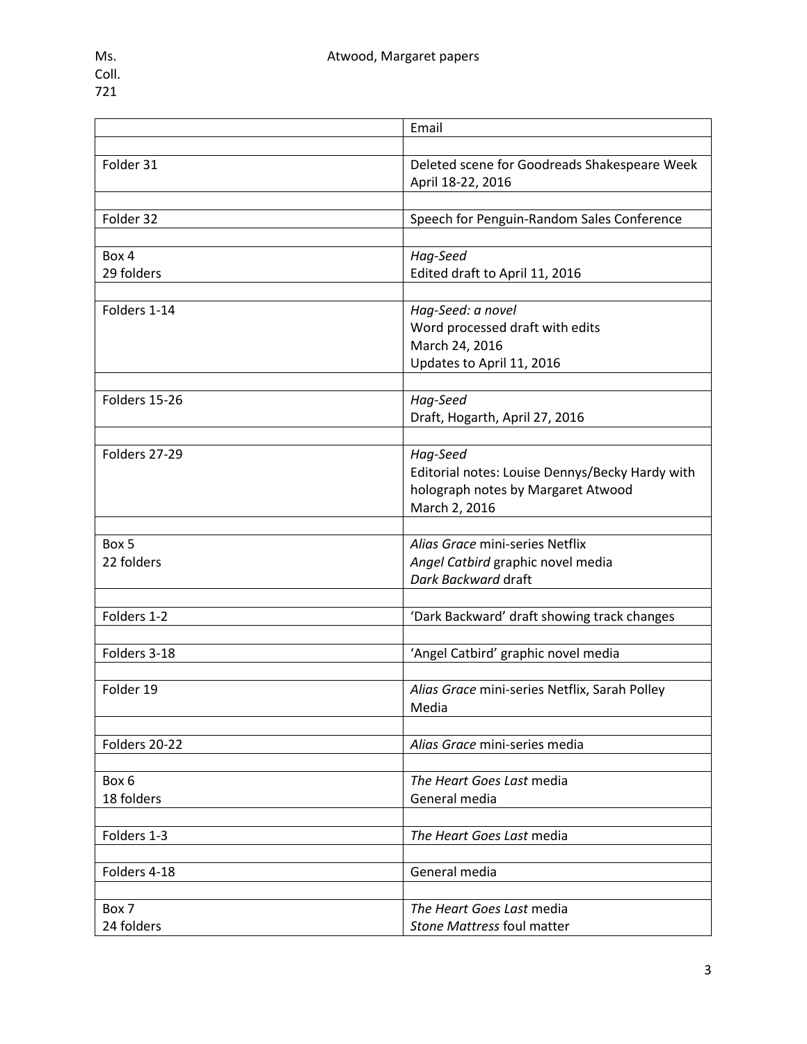| | |
|---|---|
| | Email |
| | |
| Folder 31 | Deleted scene for Goodreads Shakespeare Week April 18-22, 2016 |
| | |
| Folder 32 | Speech for Penguin-Random Sales Conference |
| | |
| Box 4<br>29 folders | *Hag-Seed*<br>Edited draft to April 11, 2016 |
| | |
| Folders 1-14 | *Hag-Seed: a novel*<br>Word processed draft with edits<br>March 24, 2016<br>Updates to April 11, 2016 |
| | |
| Folders 15-26 | *Hag-Seed*<br>Draft, Hogarth, April 27, 2016 |
| | |
| Folders 27-29 | *Hag-Seed*<br>Editorial notes: Louise Dennys/Becky Hardy with holograph notes by Margaret Atwood<br>March 2, 2016 |
| | |
| Box 5<br>22 folders | *Alias Grace* mini-series Netflix<br>*Angel Catbird* graphic novel media<br>*Dark Backward* draft |
| | |
| Folders 1-2 | 'Dark Backward' draft showing track changes |
| | |
| Folders 3-18 | 'Angel Catbird' graphic novel media |
| | |
| Folder 19 | *Alias Grace* mini-series Netflix, Sarah Polley Media |
| | |
| Folders 20-22 | *Alias Grace* mini-series media |
| | |
| Box 6<br>18 folders | *The Heart Goes Last* media<br>General media |
| | |
| Folders 1-3 | *The Heart Goes Last* media |
| | |
| Folders 4-18 | General media |
| | |
| Box 7<br>24 folders | *The Heart Goes Last* media<br>*Stone Mattress* foul matter |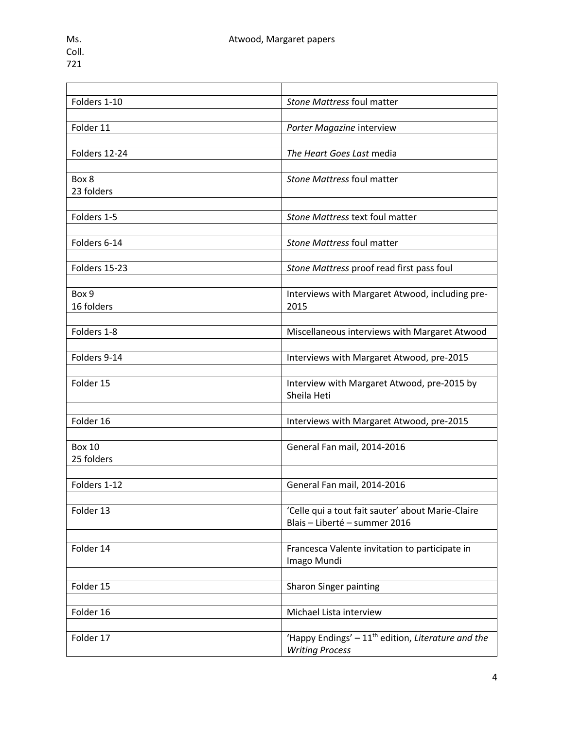| | |
|---|---|
| Folders 1-10 | *Stone Mattress* foul matter |
| | |
| Folder 11 | *Porter Magazine* interview |
| | |
| Folders 12-24 | *The Heart Goes Last* media |
| | |
| Box 8<br>23 folders | *Stone Mattress* foul matter |
| | |
| Folders 1-5 | *Stone Mattress* text foul matter |
| | |
| Folders 6-14 | *Stone Mattress* foul matter |
| | |
| Folders 15-23 | *Stone Mattress* proof read first pass foul |
| | |
| Box 9<br>16 folders | Interviews with Margaret Atwood, including pre-2015 |
| | |
| Folders 1-8 | Miscellaneous interviews with Margaret Atwood |
| | |
| Folders 9-14 | Interviews with Margaret Atwood, pre-2015 |
| | |
| Folder 15 | Interview with Margaret Atwood, pre-2015 by Sheila Heti |
| | |
| Folder 16 | Interviews with Margaret Atwood, pre-2015 |
| | |
| Box 10<br>25 folders | General Fan mail, 2014-2016 |
| | |
| Folders 1-12 | General Fan mail, 2014-2016 |
| | |
| Folder 13 | 'Celle qui a tout fait sauter' about Marie-Claire Blais – Liberté – summer 2016 |
| | |
| Folder 14 | Francesca Valente invitation to participate in Imago Mundi |
| | |
| Folder 15 | Sharon Singer painting |
| | |
| Folder 16 | Michael Lista interview |
| | |
| Folder 17 | 'Happy Endings' – 11th edition, *Literature and the Writing Process* |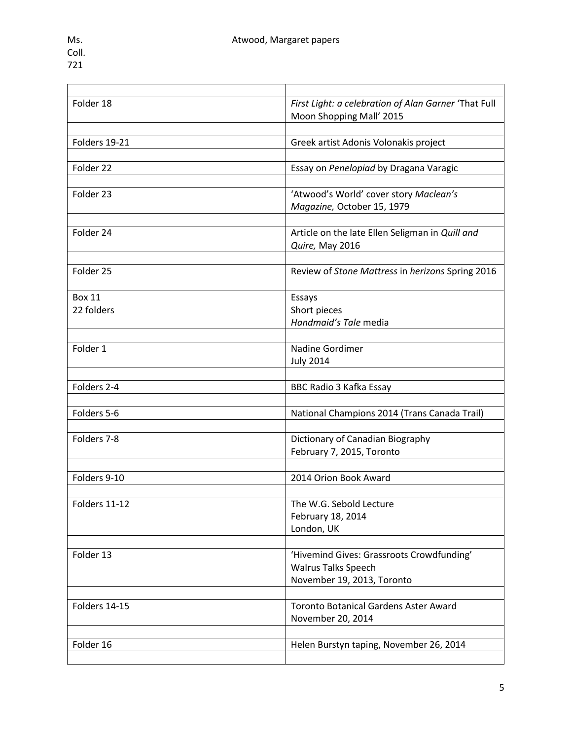| | |
|---|---|
| Folder 18 | *First Light: a celebration of Alan Garner* 'That Full Moon Shopping Mall' 2015 |
| | |
| Folders 19-21 | Greek artist Adonis Volonakis project |
| | |
| Folder 22 | Essay on *Penelopiad* by Dragana Varagic |
| | |
| Folder 23 | 'Atwood's World' cover story *Maclean's Magazine,* October 15, 1979 |
| | |
| Folder 24 | Article on the late Ellen Seligman in *Quill and Quire,* May 2016 |
| | |
| Folder 25 | Review of *Stone Mattress* in *herizons* Spring 2016 |
| | |
| Box 11<br>22 folders | Essays<br>Short pieces<br>*Handmaid's Tale* media |
| | |
| Folder 1 | Nadine Gordimer<br>July 2014 |
| | |
| Folders 2-4 | BBC Radio 3 Kafka Essay |
| | |
| Folders 5-6 | National Champions 2014 (Trans Canada Trail) |
| | |
| Folders 7-8 | Dictionary of Canadian Biography<br>February 7, 2015, Toronto |
| | |
| Folders 9-10 | 2014 Orion Book Award |
| | |
| Folders 11-12 | The W.G. Sebold Lecture<br>February 18, 2014<br>London, UK |
| | |
| Folder 13 | 'Hivemind Gives: Grassroots Crowdfunding'<br>Walrus Talks Speech<br>November 19, 2013, Toronto |
| | |
| Folders 14-15 | Toronto Botanical Gardens Aster Award<br>November 20, 2014 |
| | |
| Folder 16 | Helen Burstyn taping, November 26, 2014 |
| | |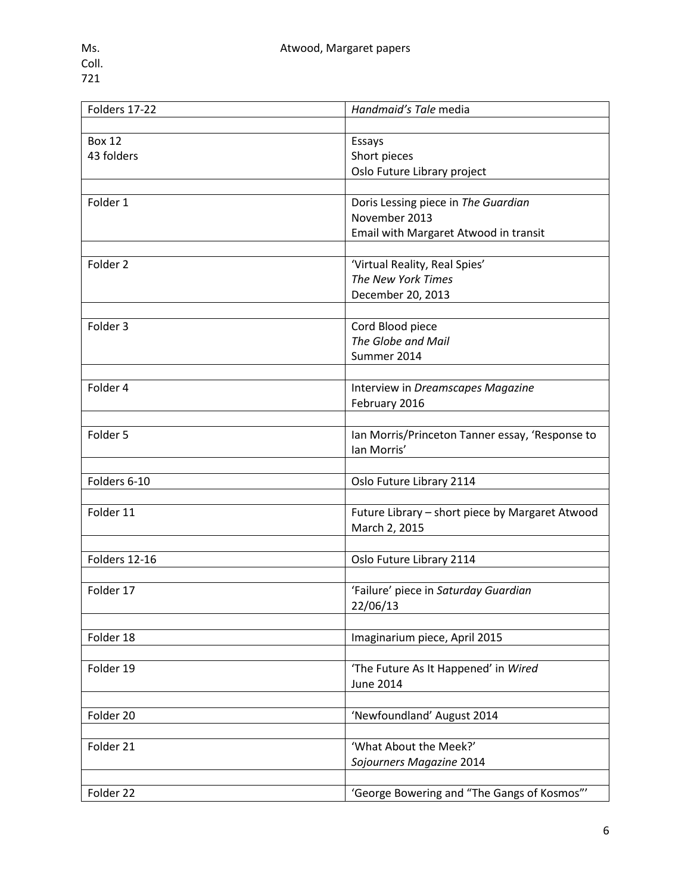| Folders 17-22 | *Handmaid's Tale* media |
|---|---|
| | |
| Box 12<br>43 folders | Essays<br>Short pieces<br>Oslo Future Library project |
| | |
| Folder 1 | Doris Lessing piece in *The Guardian*<br>November 2013<br>Email with Margaret Atwood in transit |
| | |
| Folder 2 | 'Virtual Reality, Real Spies'<br>*The New York Times*<br>December 20, 2013 |
| | |
| Folder 3 | Cord Blood piece<br>*The Globe and Mail*<br>Summer 2014 |
| | |
| Folder 4 | Interview in *Dreamscapes Magazine*<br>February 2016 |
| | |
| Folder 5 | Ian Morris/Princeton Tanner essay, 'Response to Ian Morris' |
| | |
| Folders 6-10 | Oslo Future Library 2114 |
| | |
| Folder 11 | Future Library – short piece by Margaret Atwood<br>March 2, 2015 |
| | |
| Folders 12-16 | Oslo Future Library 2114 |
| | |
| Folder 17 | 'Failure' piece in *Saturday Guardian*<br>22/06/13 |
| | |
| Folder 18 | Imaginarium piece, April 2015 |
| | |
| Folder 19 | 'The Future As It Happened' in *Wired*<br>June 2014 |
| | |
| Folder 20 | 'Newfoundland' August 2014 |
| | |
| Folder 21 | 'What About the Meek?'<br>*Sojourners Magazine* 2014 |
| | |
| Folder 22 | 'George Bowering and "The Gangs of Kosmos"' |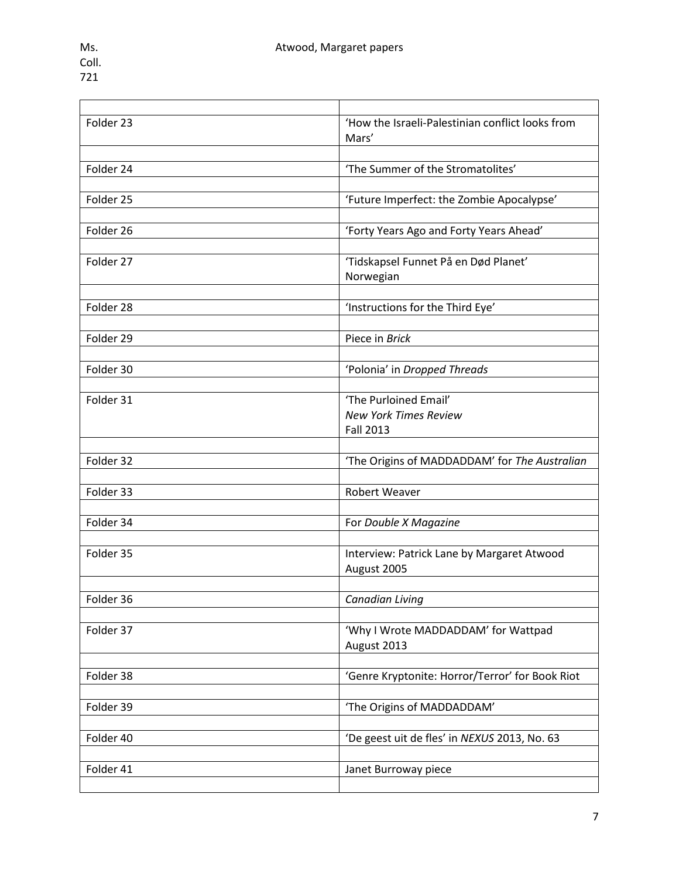| | |
|---|---|
| Folder 23 | 'How the Israeli-Palestinian conflict looks from Mars' |
| | |
| Folder 24 | 'The Summer of the Stromatolites' |
| | |
| Folder 25 | 'Future Imperfect: the Zombie Apocalypse' |
| | |
| Folder 26 | 'Forty Years Ago and Forty Years Ahead' |
| | |
| Folder 27 | 'Tidskapsel Funnet På en Død Planet' Norwegian |
| | |
| Folder 28 | 'Instructions for the Third Eye' |
| | |
| Folder 29 | Piece in *Brick* |
| | |
| Folder 30 | 'Polonia' in *Dropped Threads* |
| | |
| Folder 31 | 'The Purloined Email' *New York Times Review* Fall 2013 |
| | |
| Folder 32 | 'The Origins of MADDADDAM' for *The Australian* |
| | |
| Folder 33 | Robert Weaver |
| | |
| Folder 34 | For *Double X Magazine* |
| | |
| Folder 35 | Interview: Patrick Lane by Margaret Atwood August 2005 |
| | |
| Folder 36 | *Canadian Living* |
| | |
| Folder 37 | 'Why I Wrote MADDADDAM' for Wattpad August 2013 |
| | |
| Folder 38 | 'Genre Kryptonite: Horror/Terror' for Book Riot |
| | |
| Folder 39 | 'The Origins of MADDADDAM' |
| | |
| Folder 40 | 'De geest uit de fles' in *NEXUS* 2013, No. 63 |
| | |
| Folder 41 | Janet Burroway piece |
| | |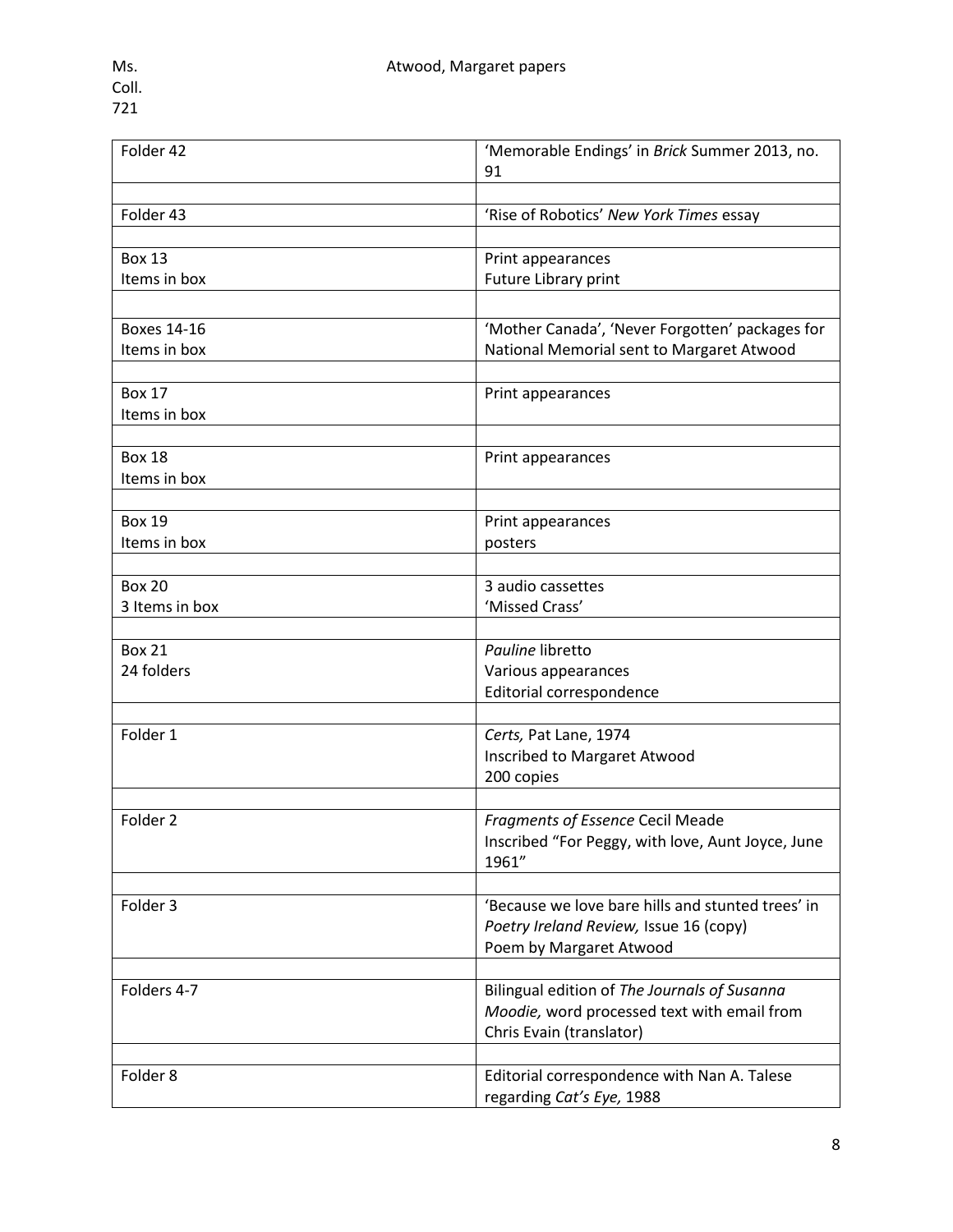| | |
|---|---|
| Folder 42 | 'Memorable Endings' in *Brick* Summer 2013, no. 91 |
| | |
| Folder 43 | 'Rise of Robotics' *New York Times* essay |
| | |
| Box 13<br>Items in box | Print appearances<br>Future Library print |
| | |
| Boxes 14-16<br>Items in box | 'Mother Canada', 'Never Forgotten' packages for National Memorial sent to Margaret Atwood |
| | |
| Box 17<br>Items in box | Print appearances |
| | |
| Box 18<br>Items in box | Print appearances |
| | |
| Box 19<br>Items in box | Print appearances<br>posters |
| | |
| Box 20<br>3 Items in box | 3 audio cassettes<br>'Missed Crass' |
| | |
| Box 21<br>24 folders | *Pauline* libretto<br>Various appearances<br>Editorial correspondence |
| | |
| Folder 1 | *Certs,* Pat Lane, 1974<br>Inscribed to Margaret Atwood<br>200 copies |
| | |
| Folder 2 | *Fragments of Essence* Cecil Meade<br>Inscribed "For Peggy, with love, Aunt Joyce, June 1961" |
| | |
| Folder 3 | 'Because we love bare hills and stunted trees' in *Poetry Ireland Review,* Issue 16 (copy)<br>Poem by Margaret Atwood |
| | |
| Folders 4-7 | Bilingual edition of *The Journals of Susanna Moodie,* word processed text with email from Chris Evain (translator) |
| | |
| Folder 8 | Editorial correspondence with Nan A. Talese regarding *Cat's Eye,* 1988 |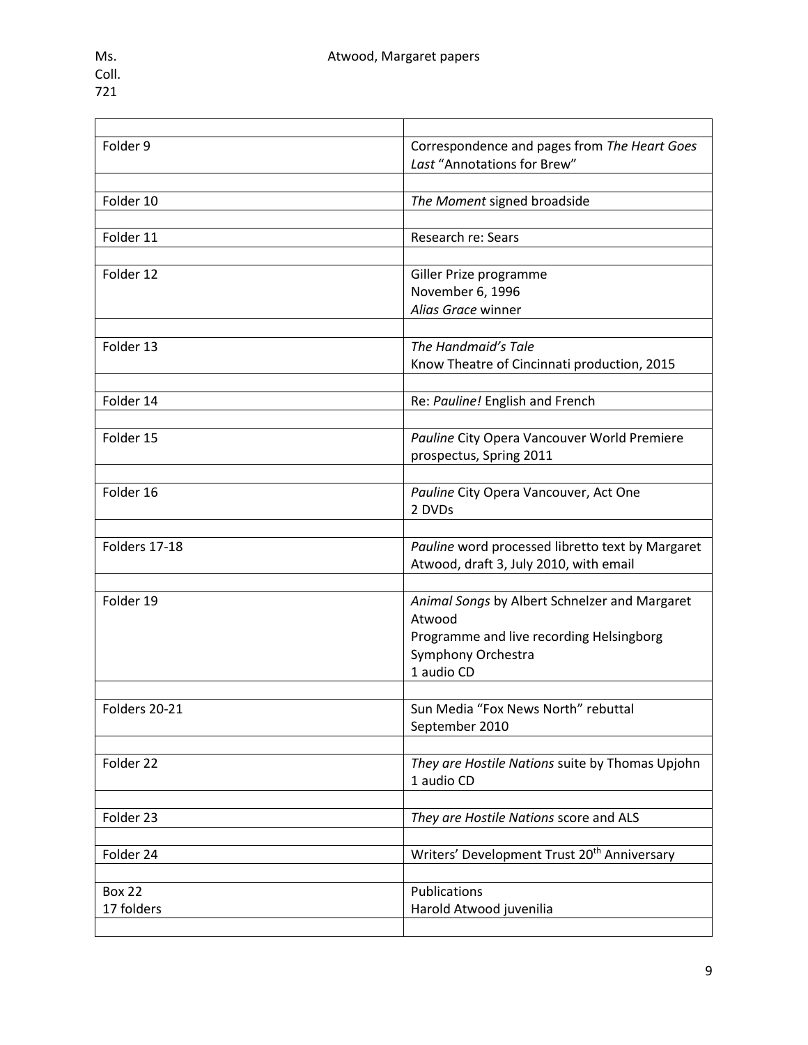| | |
|---|---|
| Folder 9 | Correspondence and pages from *The Heart Goes Last* "Annotations for Brew" |
| Folder 10 | *The Moment* signed broadside |
| Folder 11 | Research re: Sears |
| Folder 12 | Giller Prize programme<br>November 6, 1996<br>*Alias Grace* winner |
| Folder 13 | *The Handmaid's Tale*<br>Know Theatre of Cincinnati production, 2015 |
| Folder 14 | Re: *Pauline!* English and French |
| Folder 15 | *Pauline* City Opera Vancouver World Premiere prospectus, Spring 2011 |
| Folder 16 | *Pauline* City Opera Vancouver, Act One<br>2 DVDs |
| Folders 17-18 | *Pauline* word processed libretto text by Margaret Atwood, draft 3, July 2010, with email |
| Folder 19 | *Animal Songs* by Albert Schnelzer and Margaret Atwood<br>Programme and live recording Helsingborg Symphony Orchestra<br>1 audio CD |
| Folders 20-21 | Sun Media "Fox News North" rebuttal<br>September 2010 |
| Folder 22 | *They are Hostile Nations* suite by Thomas Upjohn<br>1 audio CD |
| Folder 23 | *They are Hostile Nations* score and ALS |
| Folder 24 | Writers' Development Trust 20th Anniversary |
| Box 22<br>17 folders | Publications<br>Harold Atwood juvenilia |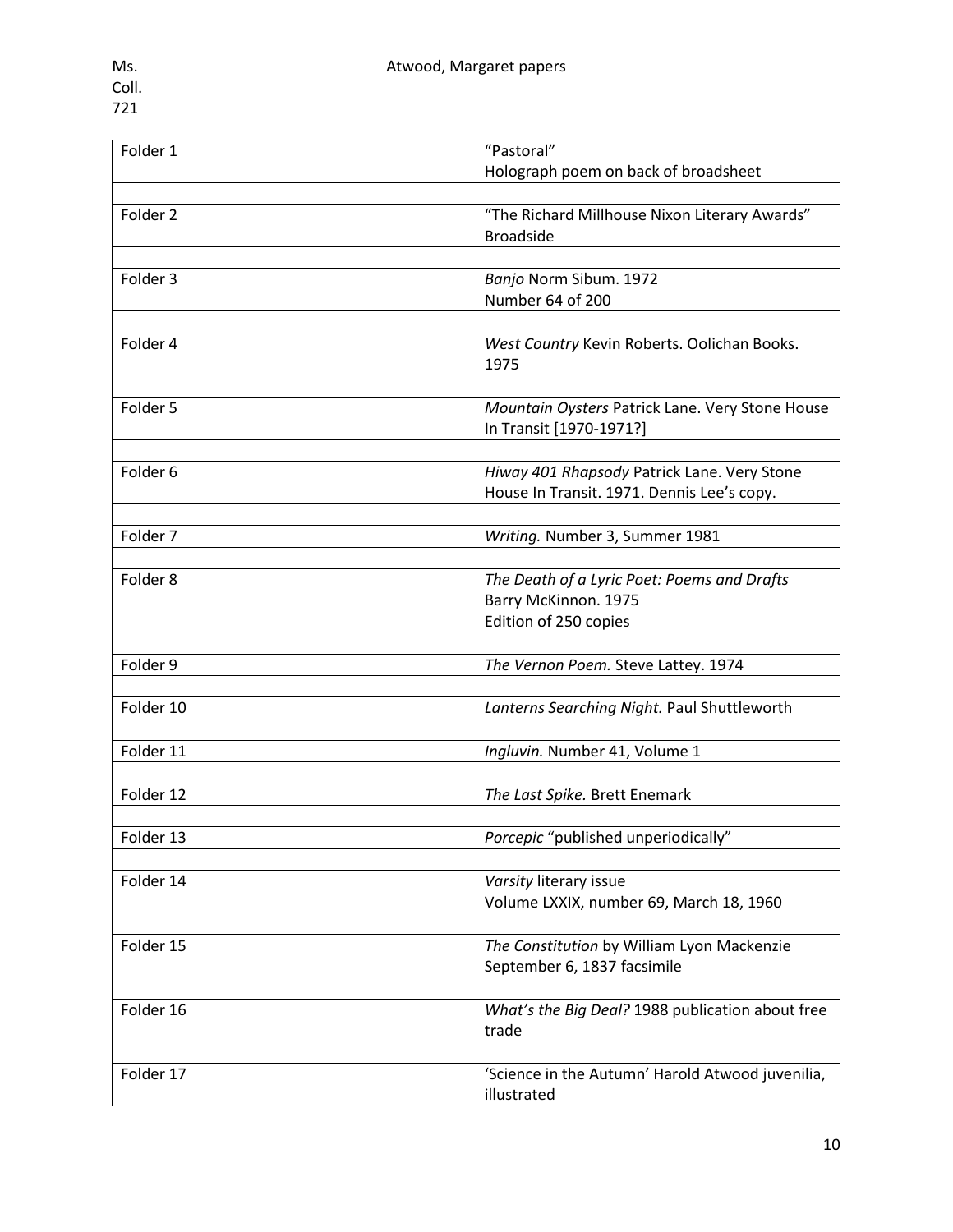Ms. Coll. 721 — Atwood, Margaret papers

| | |
|---|---|
| Folder 1 | "Pastoral"<br>Holograph poem on back of broadsheet |
| | |
| Folder 2 | "The Richard Millhouse Nixon Literary Awards"<br>Broadside |
| | |
| Folder 3 | *Banjo* Norm Sibum. 1972<br>Number 64 of 200 |
| | |
| Folder 4 | *West Country* Kevin Roberts. Oolichan Books. 1975 |
| | |
| Folder 5 | *Mountain Oysters* Patrick Lane. Very Stone House In Transit [1970-1971?] |
| | |
| Folder 6 | *Hiway 401 Rhapsody* Patrick Lane. Very Stone House In Transit. 1971. Dennis Lee's copy. |
| | |
| Folder 7 | *Writing.* Number 3, Summer 1981 |
| | |
| Folder 8 | *The Death of a Lyric Poet: Poems and Drafts*<br>Barry McKinnon. 1975<br>Edition of 250 copies |
| | |
| Folder 9 | *The Vernon Poem.* Steve Lattey. 1974 |
| | |
| Folder 10 | *Lanterns Searching Night.* Paul Shuttleworth |
| | |
| Folder 11 | *Ingluvin.* Number 41, Volume 1 |
| | |
| Folder 12 | *The Last Spike.* Brett Enemark |
| | |
| Folder 13 | *Porcepic* "published unperiodically" |
| | |
| Folder 14 | *Varsity* literary issue<br>Volume LXXIX, number 69, March 18, 1960 |
| | |
| Folder 15 | *The Constitution* by William Lyon Mackenzie<br>September 6, 1837 facsimile |
| | |
| Folder 16 | *What's the Big Deal?* 1988 publication about free trade |
| | |
| Folder 17 | 'Science in the Autumn' Harold Atwood juvenilia, illustrated |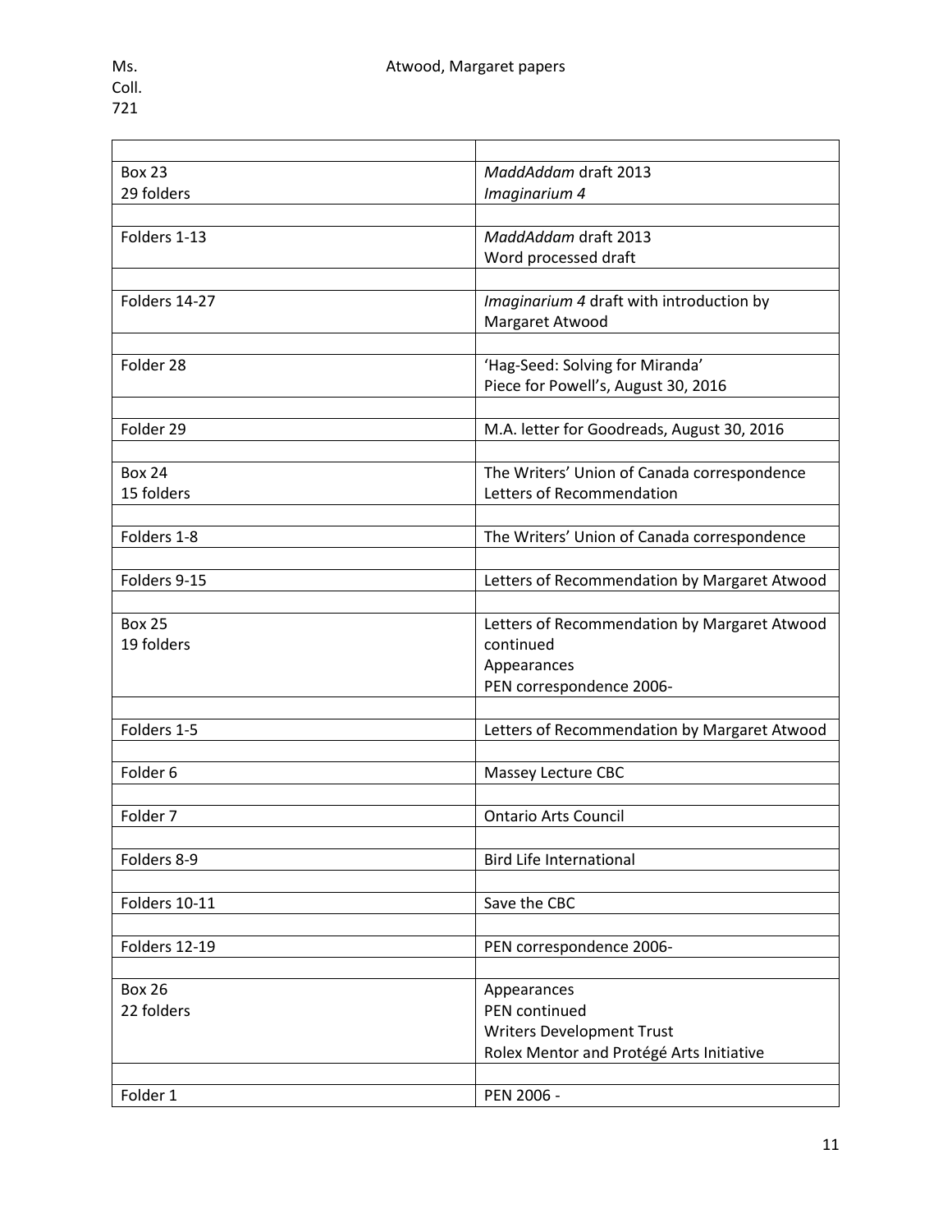| | |
|---|---|
| Box 23<br>29 folders | *MaddAddam* draft 2013<br>*Imaginarium 4* |
| | |
| Folders 1-13 | *MaddAddam* draft 2013<br>Word processed draft |
| | |
| Folders 14-27 | *Imaginarium 4* draft with introduction by Margaret Atwood |
| | |
| Folder 28 | 'Hag-Seed: Solving for Miranda'<br>Piece for Powell's, August 30, 2016 |
| | |
| Folder 29 | M.A. letter for Goodreads, August 30, 2016 |
| | |
| Box 24<br>15 folders | The Writers' Union of Canada correspondence<br>Letters of Recommendation |
| | |
| Folders 1-8 | The Writers' Union of Canada correspondence |
| | |
| Folders 9-15 | Letters of Recommendation by Margaret Atwood |
| | |
| Box 25<br>19 folders | Letters of Recommendation by Margaret Atwood continued<br>Appearances<br>PEN correspondence 2006- |
| | |
| Folders 1-5 | Letters of Recommendation by Margaret Atwood |
| | |
| Folder 6 | Massey Lecture CBC |
| | |
| Folder 7 | Ontario Arts Council |
| | |
| Folders 8-9 | Bird Life International |
| | |
| Folders 10-11 | Save the CBC |
| | |
| Folders 12-19 | PEN correspondence 2006- |
| | |
| Box 26<br>22 folders | Appearances<br>PEN continued<br>Writers Development Trust<br>Rolex Mentor and Protégé Arts Initiative |
| | |
| Folder 1 | PEN 2006 - |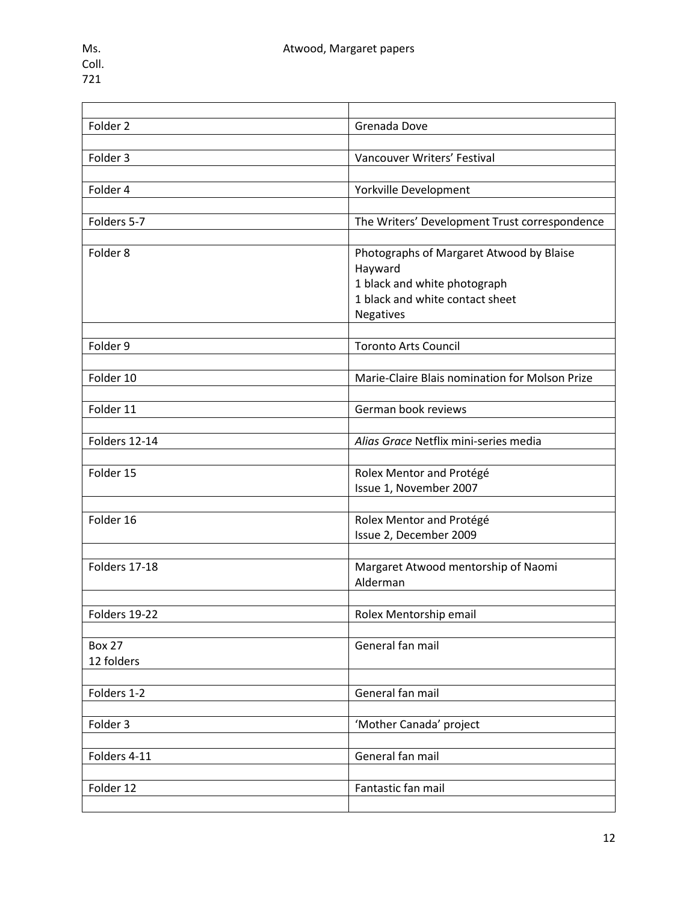| | |
|---|---|
| Folder 2 | Grenada Dove |
| | |
| Folder 3 | Vancouver Writers' Festival |
| | |
| Folder 4 | Yorkville Development |
| | |
| Folders 5-7 | The Writers' Development Trust correspondence |
| | |
| Folder 8 | Photographs of Margaret Atwood by Blaise Hayward<br>1 black and white photograph<br>1 black and white contact sheet<br>Negatives |
| | |
| Folder 9 | Toronto Arts Council |
| | |
| Folder 10 | Marie-Claire Blais nomination for Molson Prize |
| | |
| Folder 11 | German book reviews |
| | |
| Folders 12-14 | *Alias Grace* Netflix mini-series media |
| | |
| Folder 15 | Rolex Mentor and Protégé<br>Issue 1, November 2007 |
| | |
| Folder 16 | Rolex Mentor and Protégé<br>Issue 2, December 2009 |
| | |
| Folders 17-18 | Margaret Atwood mentorship of Naomi Alderman |
| | |
| Folders 19-22 | Rolex Mentorship email |
| | |
| Box 27<br>12 folders | General fan mail |
| | |
| Folders 1-2 | General fan mail |
| | |
| Folder 3 | 'Mother Canada' project |
| | |
| Folders 4-11 | General fan mail |
| | |
| Folder 12 | Fantastic fan mail |
| | |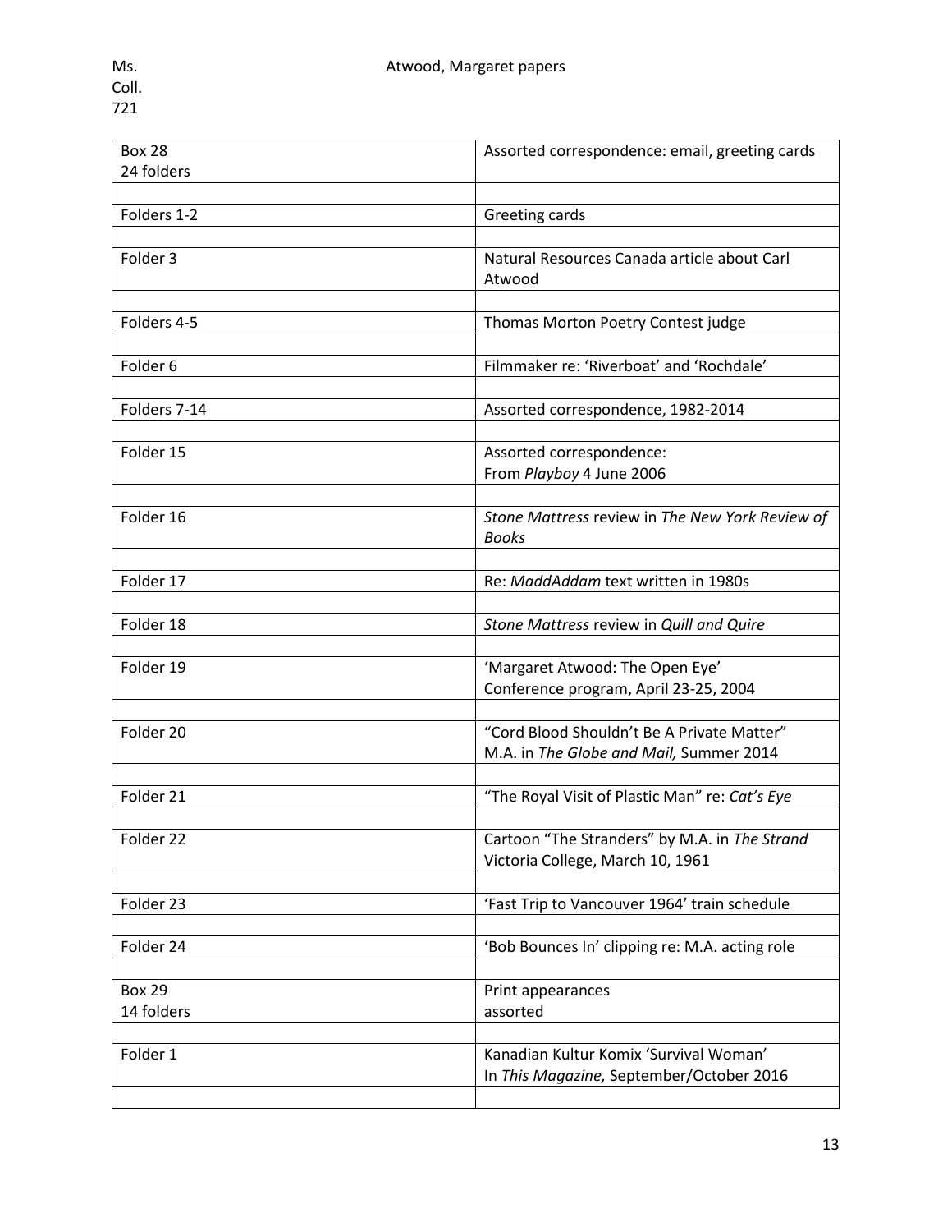| Box 28<br>24 folders | Assorted correspondence: email, greeting cards |
|---|---|
| | |
| Folders 1-2 | Greeting cards |
| | |
| Folder 3 | Natural Resources Canada article about Carl Atwood |
| | |
| Folders 4-5 | Thomas Morton Poetry Contest judge |
| | |
| Folder 6 | Filmmaker re: 'Riverboat' and 'Rochdale' |
| | |
| Folders 7-14 | Assorted correspondence, 1982-2014 |
| | |
| Folder 15 | Assorted correspondence:<br>From *Playboy* 4 June 2006 |
| | |
| Folder 16 | *Stone Mattress* review in *The New York Review of Books* |
| | |
| Folder 17 | Re: *MaddAddam* text written in 1980s |
| | |
| Folder 18 | *Stone Mattress* review in *Quill and Quire* |
| | |
| Folder 19 | 'Margaret Atwood: The Open Eye'<br>Conference program, April 23-25, 2004 |
| | |
| Folder 20 | "Cord Blood Shouldn't Be A Private Matter"<br>M.A. in *The Globe and Mail,* Summer 2014 |
| | |
| Folder 21 | "The Royal Visit of Plastic Man" re: *Cat's Eye* |
| | |
| Folder 22 | Cartoon "The Stranders" by M.A. in *The Strand*<br>Victoria College, March 10, 1961 |
| | |
| Folder 23 | 'Fast Trip to Vancouver 1964' train schedule |
| | |
| Folder 24 | 'Bob Bounces In' clipping re: M.A. acting role |
| | |
| Box 29<br>14 folders | Print appearances<br>assorted |
| | |
| Folder 1 | Kanadian Kultur Komix 'Survival Woman'<br>In *This Magazine,* September/October 2016 |
| | |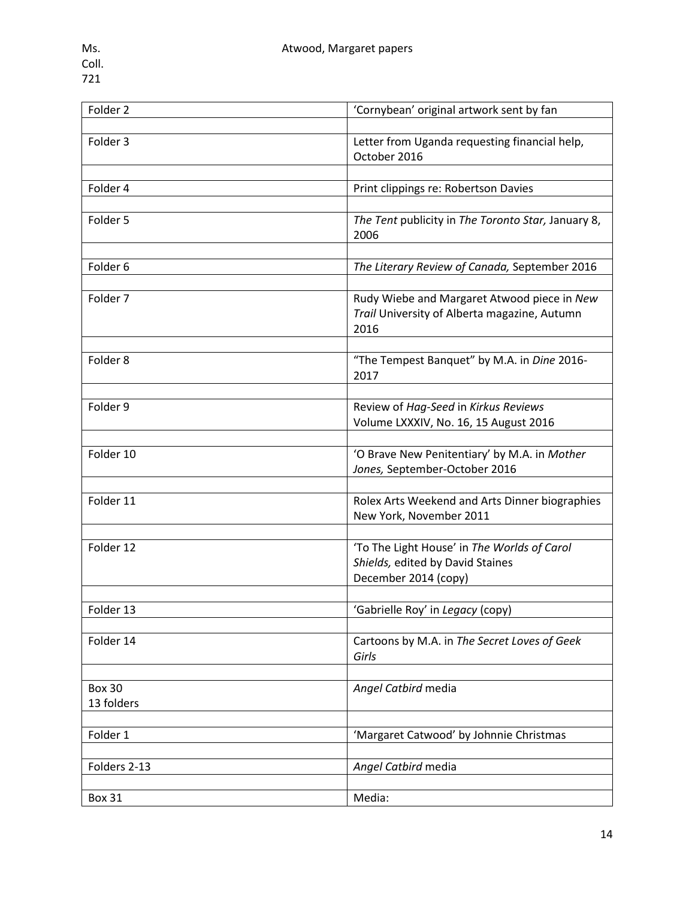Ms. Coll. 721 Atwood, Margaret papers

| | |
|---|---|
| Folder 2 | 'Cornybean' original artwork sent by fan |
| | |
| Folder 3 | Letter from Uganda requesting financial help, October 2016 |
| | |
| Folder 4 | Print clippings re: Robertson Davies |
| | |
| Folder 5 | *The Tent* publicity in *The Toronto Star,* January 8, 2006 |
| | |
| Folder 6 | *The Literary Review of Canada,* September 2016 |
| | |
| Folder 7 | Rudy Wiebe and Margaret Atwood piece in *New Trail* University of Alberta magazine, Autumn 2016 |
| | |
| Folder 8 | "The Tempest Banquet" by M.A. in *Dine* 2016-2017 |
| | |
| Folder 9 | Review of *Hag-Seed* in *Kirkus Reviews* Volume LXXXIV, No. 16, 15 August 2016 |
| | |
| Folder 10 | 'O Brave New Penitentiary' by M.A. in *Mother Jones,* September-October 2016 |
| | |
| Folder 11 | Rolex Arts Weekend and Arts Dinner biographies New York, November 2011 |
| | |
| Folder 12 | 'To The Light House' in *The Worlds of Carol Shields,* edited by David Staines December 2014 (copy) |
| | |
| Folder 13 | 'Gabrielle Roy' in *Legacy* (copy) |
| | |
| Folder 14 | Cartoons by M.A. in *The Secret Loves of Geek Girls* |
| | |
| Box 30 13 folders | *Angel Catbird* media |
| | |
| Folder 1 | 'Margaret Catwood' by Johnnie Christmas |
| | |
| Folders 2-13 | *Angel Catbird* media |
| | |
| Box 31 | Media: |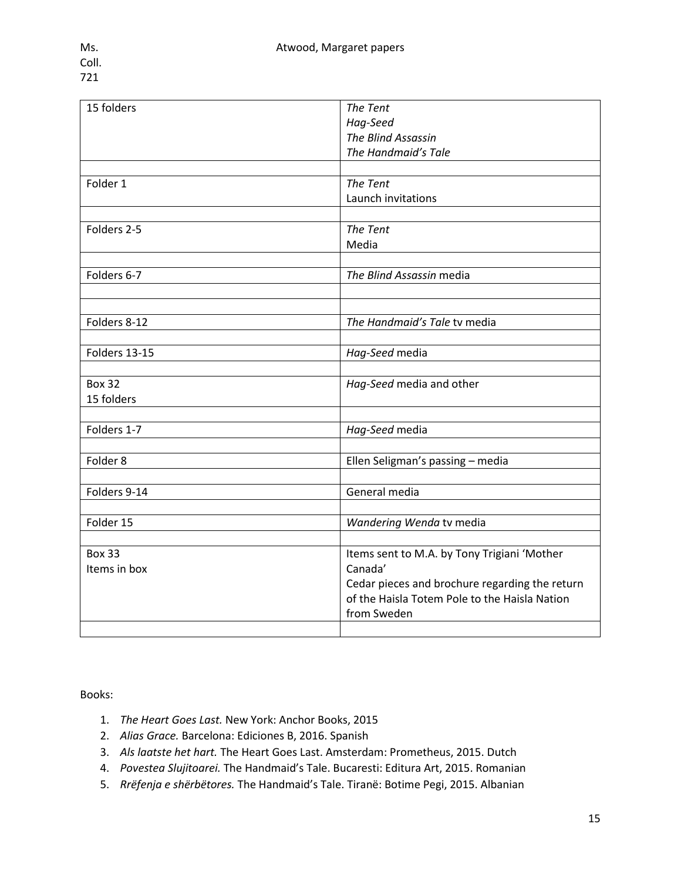| 15 folders | *The Tent*<br>*Hag-Seed*<br>*The Blind Assassin*<br>*The Handmaid's Tale* |
|---|---|
| | |
| Folder 1 | *The Tent*<br>Launch invitations |
| | |
| Folders 2-5 | *The Tent*<br>Media |
| | |
| Folders 6-7 | *The Blind Assassin* media |
| | |
| | |
| Folders 8-12 | *The Handmaid's Tale* tv media |
| | |
| Folders 13-15 | *Hag-Seed* media |
| | |
| Box 32<br>15 folders | *Hag-Seed* media and other |
| | |
| Folders 1-7 | *Hag-Seed* media |
| | |
| Folder 8 | Ellen Seligman's passing – media |
| | |
| Folders 9-14 | General media |
| | |
| Folder 15 | *Wandering Wenda* tv media |
| | |
| Box 33<br>Items in box | Items sent to M.A. by Tony Trigiani 'Mother Canada'<br>Cedar pieces and brochure regarding the return of the Haisla Totem Pole to the Haisla Nation from Sweden |
| | |

Books:

1. *The Heart Goes Last.* New York: Anchor Books, 2015
2. *Alias Grace.* Barcelona: Ediciones B, 2016. Spanish
3. *Als laatste het hart.* The Heart Goes Last. Amsterdam: Prometheus, 2015. Dutch
4. *Povestea Slujitoarei.* The Handmaid's Tale. Bucaresti: Editura Art, 2015. Romanian
5. *Rrëfenja e shërbëtores.* The Handmaid's Tale. Tiranë: Botime Pegi, 2015. Albanian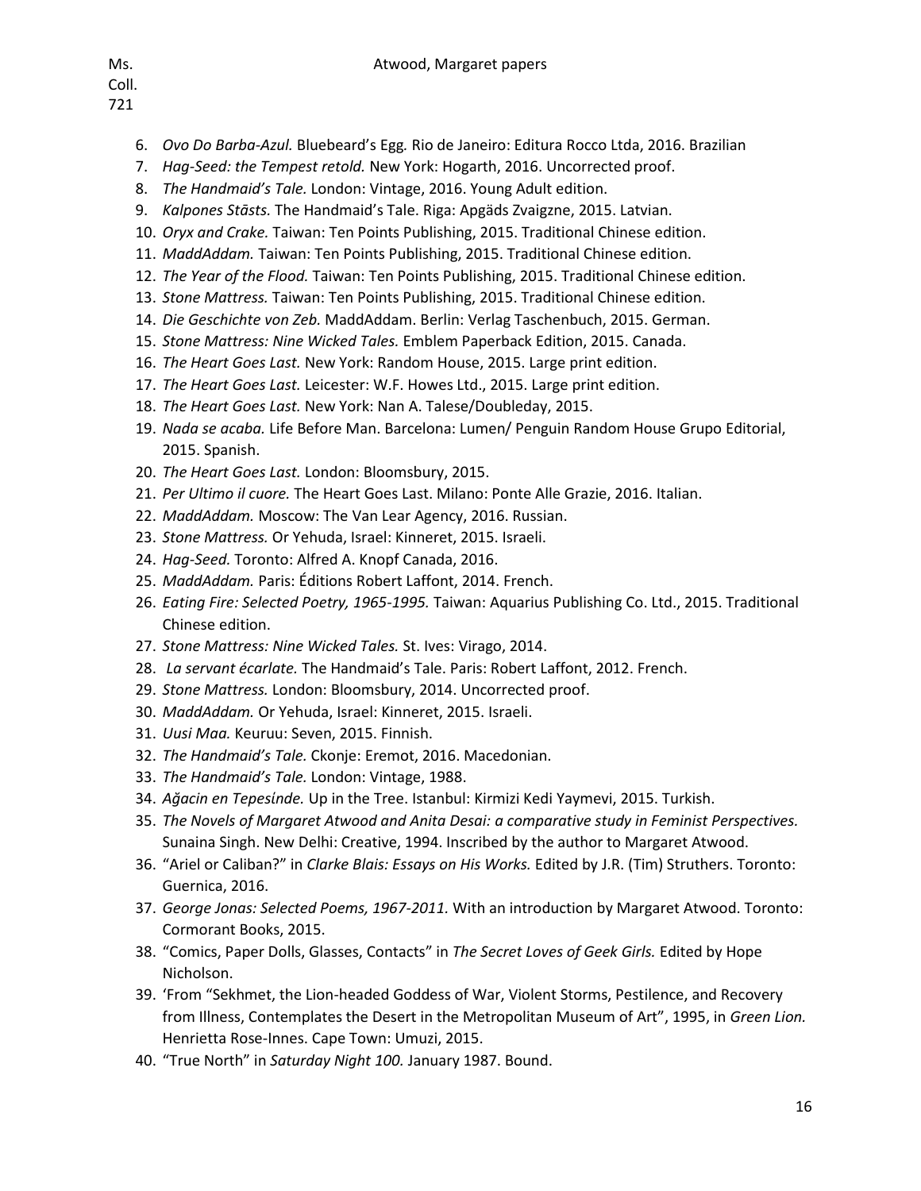6. *Ovo Do Barba-Azul.* Bluebeard's Egg. Rio de Janeiro: Editura Rocco Ltda, 2016. Brazilian
7. *Hag-Seed: the Tempest retold.* New York: Hogarth, 2016. Uncorrected proof.
8. *The Handmaid's Tale.* London: Vintage, 2016. Young Adult edition.
9. *Kalpones Stāsts.* The Handmaid's Tale. Riga: Apgāds Zvaigzne, 2015. Latvian.
10. *Oryx and Crake.* Taiwan: Ten Points Publishing, 2015. Traditional Chinese edition.
11. *MaddAddam.* Taiwan: Ten Points Publishing, 2015. Traditional Chinese edition.
12. *The Year of the Flood.* Taiwan: Ten Points Publishing, 2015. Traditional Chinese edition.
13. *Stone Mattress.* Taiwan: Ten Points Publishing, 2015. Traditional Chinese edition.
14. *Die Geschichte von Zeb.* MaddAddam. Berlin: Verlag Taschenbuch, 2015. German.
15. *Stone Mattress: Nine Wicked Tales.* Emblem Paperback Edition, 2015. Canada.
16. *The Heart Goes Last.* New York: Random House, 2015. Large print edition.
17. *The Heart Goes Last.* Leicester: W.F. Howes Ltd., 2015. Large print edition.
18. *The Heart Goes Last.* New York: Nan A. Talese/Doubleday, 2015.
19. *Nada se acaba.* Life Before Man. Barcelona: Lumen/ Penguin Random House Grupo Editorial, 2015. Spanish.
20. *The Heart Goes Last.* London: Bloomsbury, 2015.
21. *Per Ultimo il cuore.* The Heart Goes Last. Milano: Ponte Alle Grazie, 2016. Italian.
22. *MaddAddam.* Moscow: The Van Lear Agency, 2016. Russian.
23. *Stone Mattress.* Or Yehuda, Israel: Kinneret, 2015. Israeli.
24. *Hag-Seed.* Toronto: Alfred A. Knopf Canada, 2016.
25. *MaddAddam.* Paris: Éditions Robert Laffont, 2014. French.
26. *Eating Fire: Selected Poetry, 1965-1995.* Taiwan: Aquarius Publishing Co. Ltd., 2015. Traditional Chinese edition.
27. *Stone Mattress: Nine Wicked Tales.* St. Ives: Virago, 2014.
28. *La servant écarlate.* The Handmaid's Tale. Paris: Robert Laffont, 2012. French.
29. *Stone Mattress.* London: Bloomsbury, 2014. Uncorrected proof.
30. *MaddAddam.* Or Yehuda, Israel: Kinneret, 2015. Israeli.
31. *Uusi Maa.* Keuruu: Seven, 2015. Finnish.
32. *The Handmaid's Tale.* Ckonje: Eremot, 2016. Macedonian.
33. *The Handmaid's Tale.* London: Vintage, 1988.
34. *Ağacin en Tepesínde.* Up in the Tree. Istanbul: Kirmizi Kedi Yaymevi, 2015. Turkish.
35. *The Novels of Margaret Atwood and Anita Desai: a comparative study in Feminist Perspectives.* Sunaina Singh. New Delhi: Creative, 1994. Inscribed by the author to Margaret Atwood.
36. "Ariel or Caliban?" in *Clarke Blais: Essays on His Works.* Edited by J.R. (Tim) Struthers. Toronto: Guernica, 2016.
37. *George Jonas: Selected Poems, 1967-2011.* With an introduction by Margaret Atwood. Toronto: Cormorant Books, 2015.
38. "Comics, Paper Dolls, Glasses, Contacts" in *The Secret Loves of Geek Girls.* Edited by Hope Nicholson.
39. 'From "Sekhmet, the Lion-headed Goddess of War, Violent Storms, Pestilence, and Recovery from Illness, Contemplates the Desert in the Metropolitan Museum of Art", 1995, in *Green Lion.* Henrietta Rose-Innes. Cape Town: Umuzi, 2015.
40. "True North" in *Saturday Night 100.* January 1987. Bound.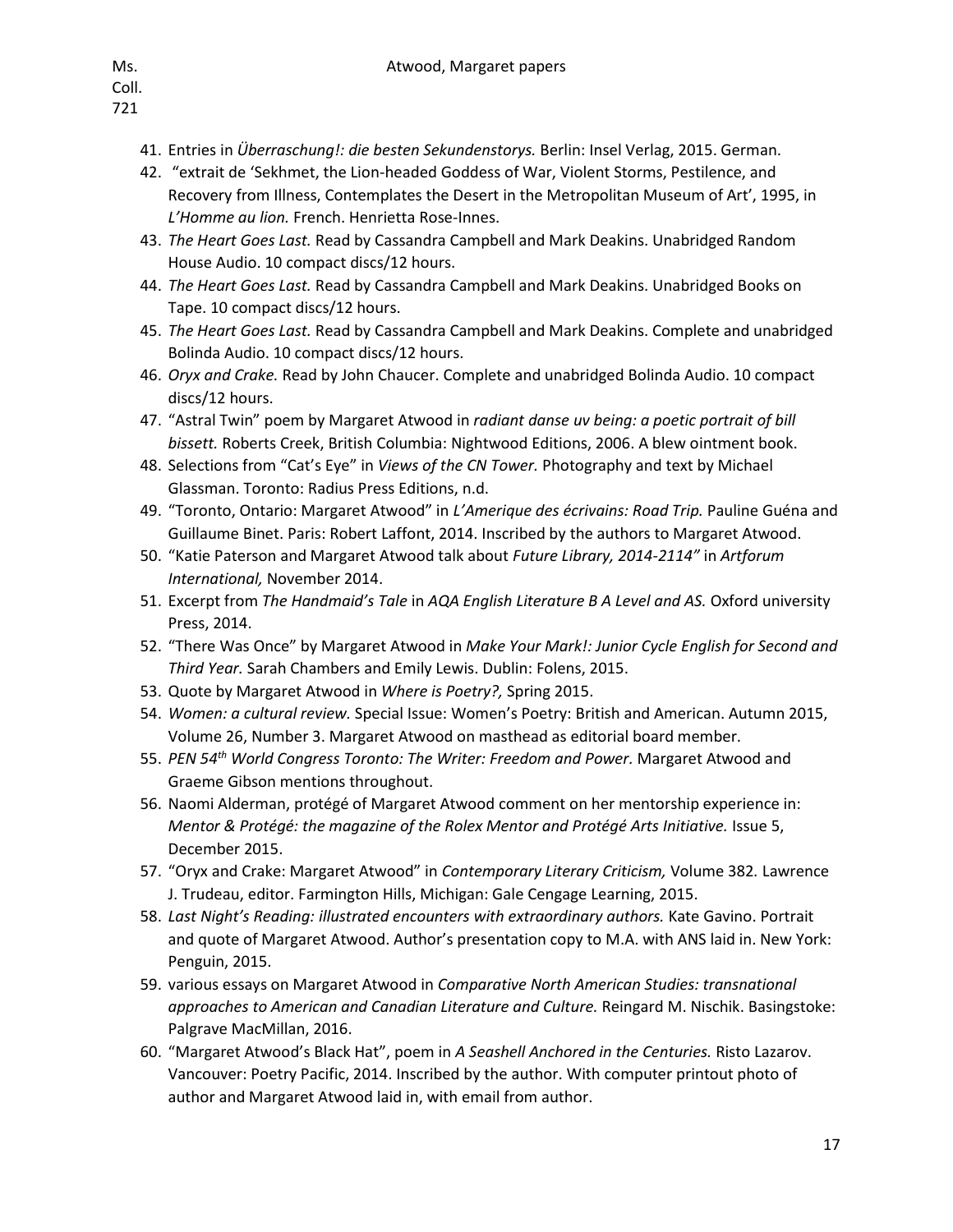41. Entries in *Überraschung!: die besten Sekundenstorys.* Berlin: Insel Verlag, 2015. German.
42. "extrait de 'Sekhmet, the Lion-headed Goddess of War, Violent Storms, Pestilence, and Recovery from Illness, Contemplates the Desert in the Metropolitan Museum of Art', 1995, in *L'Homme au lion.* French. Henrietta Rose-Innes.
43. *The Heart Goes Last.* Read by Cassandra Campbell and Mark Deakins. Unabridged Random House Audio. 10 compact discs/12 hours.
44. *The Heart Goes Last.* Read by Cassandra Campbell and Mark Deakins. Unabridged Books on Tape. 10 compact discs/12 hours.
45. *The Heart Goes Last.* Read by Cassandra Campbell and Mark Deakins. Complete and unabridged Bolinda Audio. 10 compact discs/12 hours.
46. *Oryx and Crake.* Read by John Chaucer. Complete and unabridged Bolinda Audio. 10 compact discs/12 hours.
47. "Astral Twin" poem by Margaret Atwood in *radiant danse uv being: a poetic portrait of bill bissett.* Roberts Creek, British Columbia: Nightwood Editions, 2006. A blew ointment book.
48. Selections from "Cat's Eye" in *Views of the CN Tower.* Photography and text by Michael Glassman. Toronto: Radius Press Editions, n.d.
49. "Toronto, Ontario: Margaret Atwood" in *L'Amerique des écrivains: Road Trip.* Pauline Guéna and Guillaume Binet. Paris: Robert Laffont, 2014. Inscribed by the authors to Margaret Atwood.
50. "Katie Paterson and Margaret Atwood talk about *Future Library, 2014-2114"* in *Artforum International,* November 2014.
51. Excerpt from *The Handmaid's Tale* in *AQA English Literature B A Level and AS.* Oxford university Press, 2014.
52. "There Was Once" by Margaret Atwood in *Make Your Mark!: Junior Cycle English for Second and Third Year.* Sarah Chambers and Emily Lewis. Dublin: Folens, 2015.
53. Quote by Margaret Atwood in *Where is Poetry?,* Spring 2015.
54. *Women: a cultural review.* Special Issue: Women's Poetry: British and American. Autumn 2015, Volume 26, Number 3. Margaret Atwood on masthead as editorial board member.
55. *PEN 54th World Congress Toronto: The Writer: Freedom and Power.* Margaret Atwood and Graeme Gibson mentions throughout.
56. Naomi Alderman, protégé of Margaret Atwood comment on her mentorship experience in: *Mentor & Protégé: the magazine of the Rolex Mentor and Protégé Arts Initiative.* Issue 5, December 2015.
57. "Oryx and Crake: Margaret Atwood" in *Contemporary Literary Criticism,* Volume 382. Lawrence J. Trudeau, editor. Farmington Hills, Michigan: Gale Cengage Learning, 2015.
58. *Last Night's Reading: illustrated encounters with extraordinary authors.* Kate Gavino. Portrait and quote of Margaret Atwood. Author's presentation copy to M.A. with ANS laid in. New York: Penguin, 2015.
59. various essays on Margaret Atwood in *Comparative North American Studies: transnational approaches to American and Canadian Literature and Culture.* Reingard M. Nischik. Basingstoke: Palgrave MacMillan, 2016.
60. "Margaret Atwood's Black Hat", poem in *A Seashell Anchored in the Centuries.* Risto Lazarov. Vancouver: Poetry Pacific, 2014. Inscribed by the author. With computer printout photo of author and Margaret Atwood laid in, with email from author.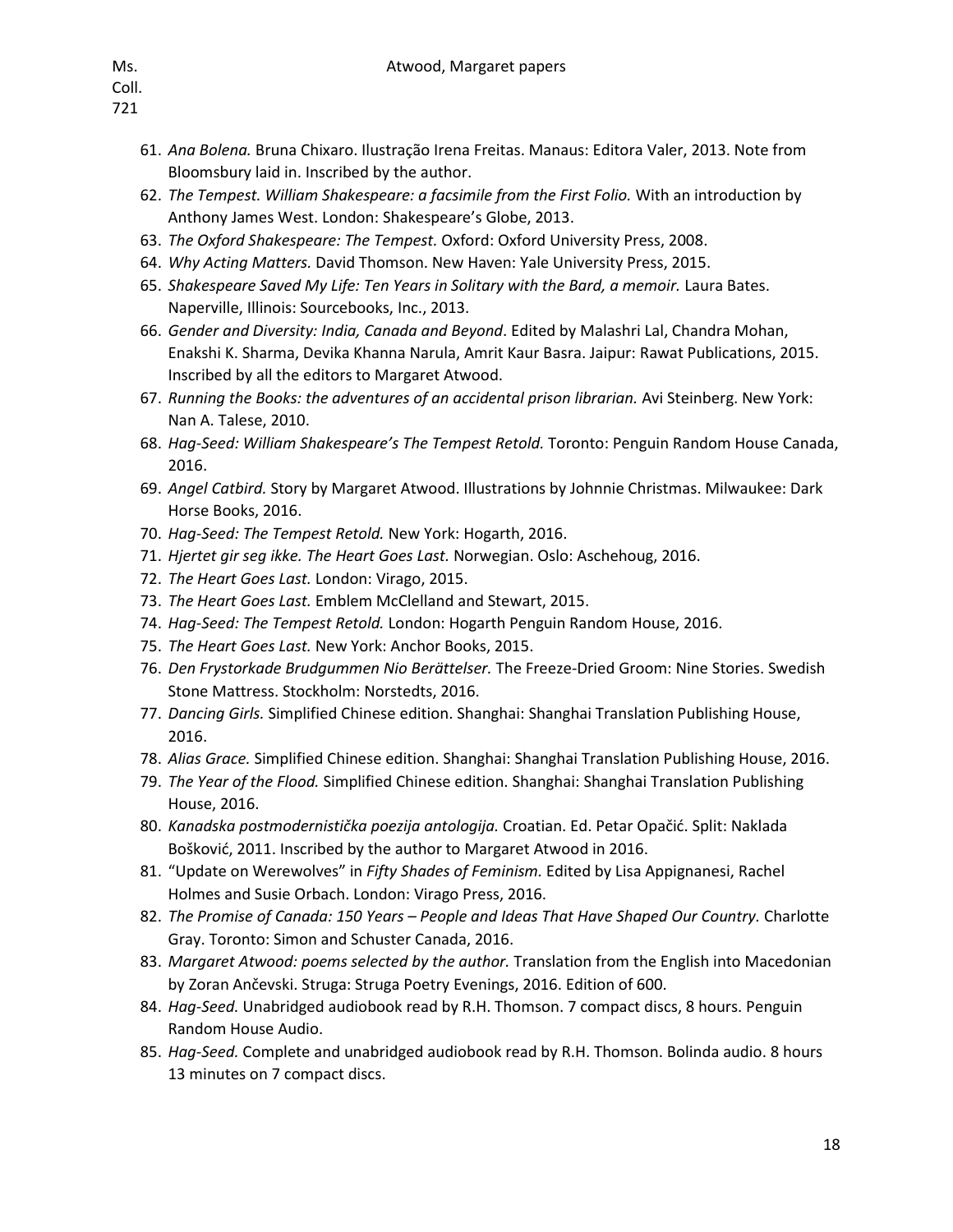61. *Ana Bolena.* Bruna Chixaro. Ilustração Irena Freitas. Manaus: Editora Valer, 2013. Note from Bloomsbury laid in. Inscribed by the author.
62. *The Tempest. William Shakespeare: a facsimile from the First Folio.* With an introduction by Anthony James West. London: Shakespeare's Globe, 2013.
63. *The Oxford Shakespeare: The Tempest.* Oxford: Oxford University Press, 2008.
64. *Why Acting Matters.* David Thomson. New Haven: Yale University Press, 2015.
65. *Shakespeare Saved My Life: Ten Years in Solitary with the Bard, a memoir.* Laura Bates. Naperville, Illinois: Sourcebooks, Inc., 2013.
66. *Gender and Diversity: India, Canada and Beyond*. Edited by Malashri Lal, Chandra Mohan, Enakshi K. Sharma, Devika Khanna Narula, Amrit Kaur Basra. Jaipur: Rawat Publications, 2015. Inscribed by all the editors to Margaret Atwood.
67. *Running the Books: the adventures of an accidental prison librarian.* Avi Steinberg. New York: Nan A. Talese, 2010.
68. *Hag-Seed: William Shakespeare's The Tempest Retold.* Toronto: Penguin Random House Canada, 2016.
69. *Angel Catbird.* Story by Margaret Atwood. Illustrations by Johnnie Christmas. Milwaukee: Dark Horse Books, 2016.
70. *Hag-Seed: The Tempest Retold.* New York: Hogarth, 2016.
71. *Hjertet gir seg ikke. The Heart Goes Last.* Norwegian. Oslo: Aschehoug, 2016.
72. *The Heart Goes Last.* London: Virago, 2015.
73. *The Heart Goes Last.* Emblem McClelland and Stewart, 2015.
74. *Hag-Seed: The Tempest Retold.* London: Hogarth Penguin Random House, 2016.
75. *The Heart Goes Last.* New York: Anchor Books, 2015.
76. *Den Frystorkade Brudgummen Nio Berättelser.* The Freeze-Dried Groom: Nine Stories. Swedish Stone Mattress. Stockholm: Norstedts, 2016.
77. *Dancing Girls.* Simplified Chinese edition. Shanghai: Shanghai Translation Publishing House, 2016.
78. *Alias Grace.* Simplified Chinese edition. Shanghai: Shanghai Translation Publishing House, 2016.
79. *The Year of the Flood.* Simplified Chinese edition. Shanghai: Shanghai Translation Publishing House, 2016.
80. *Kanadska postmodernistička poezija antologija.* Croatian. Ed. Petar Opačić. Split: Naklada Bošković, 2011. Inscribed by the author to Margaret Atwood in 2016.
81. "Update on Werewolves" in *Fifty Shades of Feminism.* Edited by Lisa Appignanesi, Rachel Holmes and Susie Orbach. London: Virago Press, 2016.
82. *The Promise of Canada: 150 Years – People and Ideas That Have Shaped Our Country.* Charlotte Gray. Toronto: Simon and Schuster Canada, 2016.
83. *Margaret Atwood: poems selected by the author.* Translation from the English into Macedonian by Zoran Ančevski. Struga: Struga Poetry Evenings, 2016. Edition of 600.
84. *Hag-Seed.* Unabridged audiobook read by R.H. Thomson. 7 compact discs, 8 hours. Penguin Random House Audio.
85. *Hag-Seed.* Complete and unabridged audiobook read by R.H. Thomson. Bolinda audio. 8 hours 13 minutes on 7 compact discs.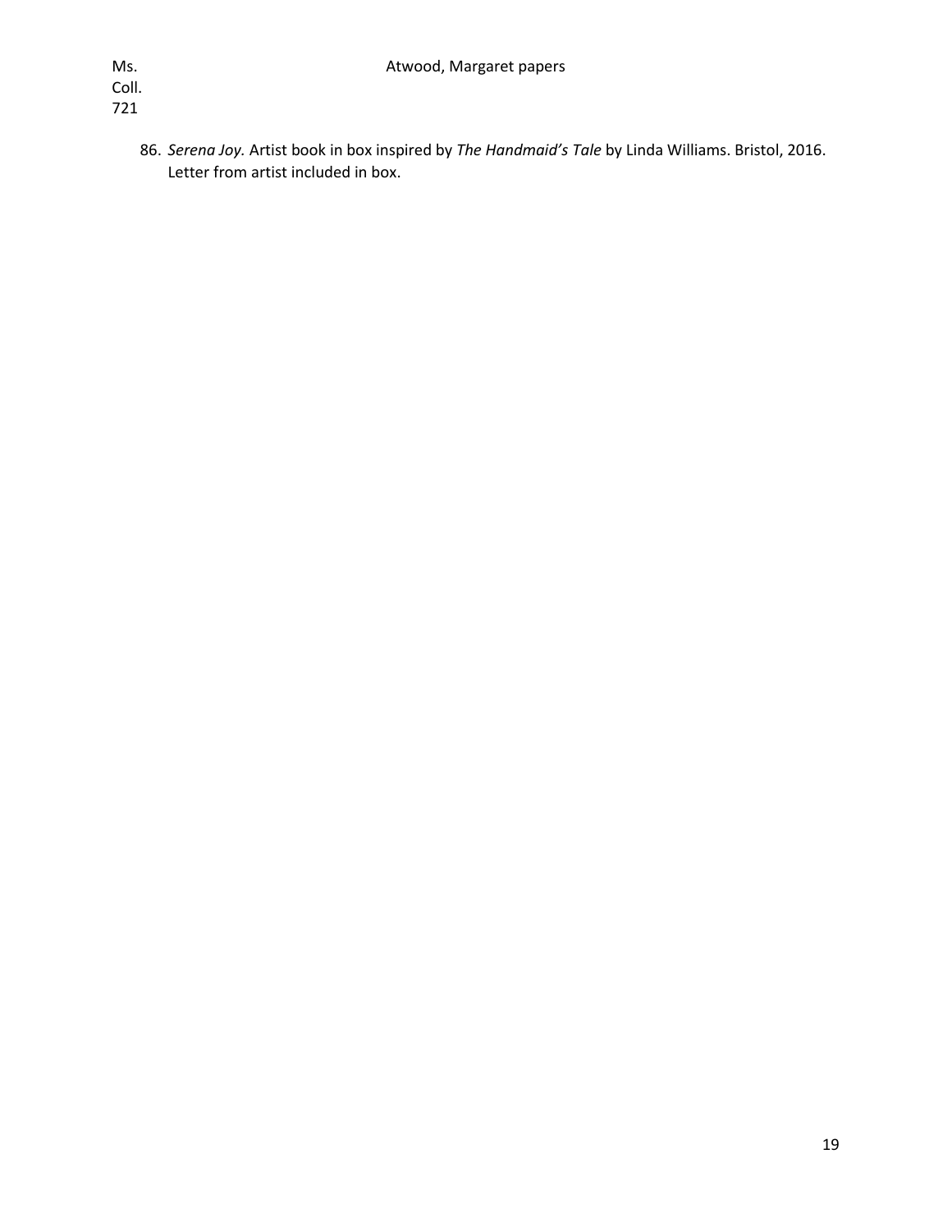86. *Serena Joy.* Artist book in box inspired by *The Handmaid's Tale* by Linda Williams. Bristol, 2016. Letter from artist included in box.